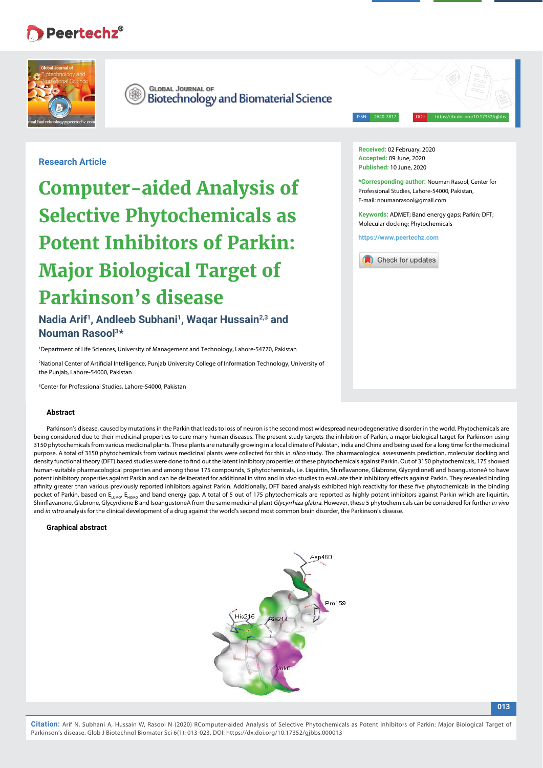Research Article

# Computer-aided Analysis of Selective Phytochemicals as Potent Inhibitors of Parkin: Major Biological Target of Parkinson's disease

**Nadia Arif[1], Andleeb Subhani[1], Waqar Hussain[2,3] and Nouman Rasool[3]***

[1]Department of Life Sciences, University of Management and Technology, Lahore-54770, Pakistan

[2]National Center of Artificial Intelligence, Punjab University College of Information Technology, University of the Punjab, Lahore-54000, Pakistan

[3]Center for Professional Studies, Lahore-54000, Pakistan

**Received:** 02 February, 2020
**Accepted:** 09 June, 2020
**Published:** 10 June, 2020

***Corresponding author:** Nouman Rasool, Center for Professional Studies, Lahore-54000, Pakistan, E-mail: noumanrasool@gmail.com

**Keywords:** ADMET; Band energy gaps; Parkin; DFT; Molecular docking; Phytochemicals

https://www.peertechz.com

## Abstract

Parkinson's disease, caused by mutations in the Parkin that leads to loss of neuron is the second most widespread neurodegenerative disorder in the world. Phytochemicals are being considered due to their medicinal properties to cure many human diseases. The present study targets the inhibition of Parkin, a major biological target for Parkinson using 3150 phytochemicals from various medicinal plants. These plants are naturally growing in a local climate of Pakistan, India and China and being used for a long time for the medicinal purpose. A total of 3150 phytochemicals from various medicinal plants were collected for this *in silico* study. The pharmacological assessments prediction, molecular docking and density functional theory (DFT) based studies were done to find out the latent inhibitory properties of these phytochemicals against Parkin. Out of 3150 phytochemicals, 175 showed human-suitable pharmacological properties and among those 175 compounds, 5 phytochemicals, i.e. Liquirtin, Shinflavanone, Glabrone, GlycyrdioneB and IsoangustoneA to have potent inhibitory properties against Parkin and can be deliberated for additional in vitro and in vivo studies to evaluate their inhibitory effects against Parkin. They revealed binding affinity greater than various previously reported inhibitors against Parkin. Additionally, DFT based analysis exhibited high reactivity for these five phytochemicals in the binding pocket of Parkin, based on $E_{LUMO}$, $E_{HOMO}$ and band energy gap. A total of 5 out of 175 phytochemicals are reported as highly potent inhibitors against Parkin which are liquirtin, Shinflavanone, Glabrone, Glycyrdione B and IsoangustoneA from the same medicinal plant *Glycyrrhiza glabra*. However, these 5 phytochemicals can be considered for further *in vivo* and *in vitro* analysis for the clinical development of a drug against the world's second most common brain disorder, the Parkinson's disease.

## Graphical abstract

**Citation:** Arif N, Subhani A, Hussain W, Rasool N (2020) RComputer-aided Analysis of Selective Phytochemicals as Potent Inhibitors of Parkin: Major Biological Target of Parkinson's disease. Glob J Biotechnol Biomater Sci 6(1): 013-023. DOI: https://dx.doi.org/10.17352/gjbbs.000013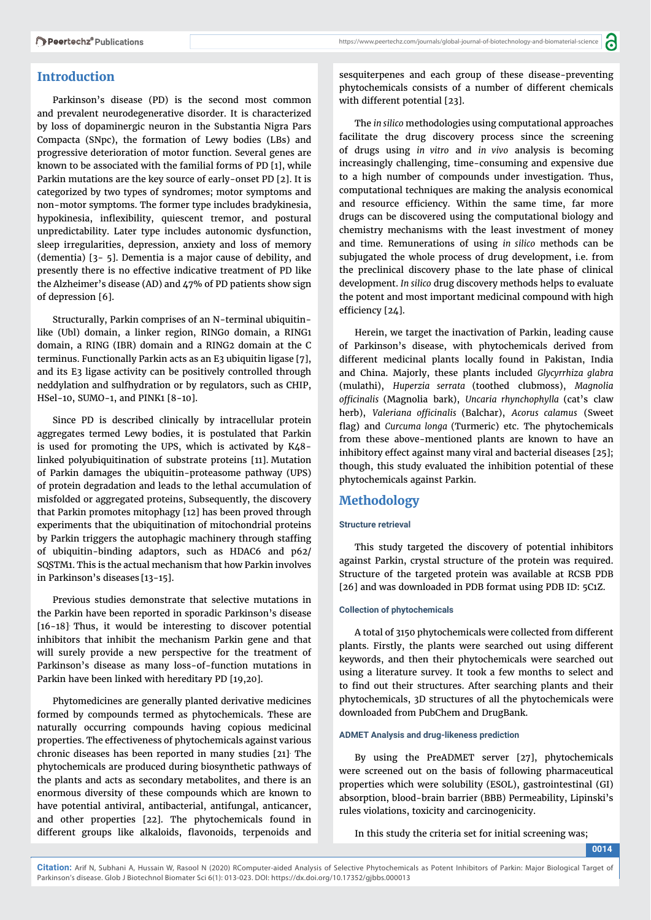## Introduction

Parkinson's disease (PD) is the second most common and prevalent neurodegenerative disorder. It is characterized by loss of dopaminergic neuron in the Substantia Nigra Pars Compacta (SNpc), the formation of Lewy bodies (LBs) and progressive deterioration of motor function. Several genes are known to be associated with the familial forms of PD [1], while Parkin mutations are the key source of early-onset PD [2]. It is categorized by two types of syndromes; motor symptoms and non-motor symptoms. The former type includes bradykinesia, hypokinesia, inflexibility, quiescent tremor, and postural unpredictability. Later type includes autonomic dysfunction, sleep irregularities, depression, anxiety and loss of memory (dementia) [3- 5]. Dementia is a major cause of debility, and presently there is no effective indicative treatment of PD like the Alzheimer's disease (AD) and 47% of PD patients show sign of depression [6].

Structurally, Parkin comprises of an N-terminal ubiquitin-like (Ubl) domain, a linker region, RING0 domain, a RING1 domain, a RING (IBR) domain and a RING2 domain at the C terminus. Functionally Parkin acts as an E3 ubiquitin ligase [7], and its E3 ligase activity can be positively controlled through neddylation and sulfhydration or by regulators, such as CHIP, HSel-10, SUMO-1, and PINK1 [8-10].

Since PD is described clinically by intracellular protein aggregates termed Lewy bodies, it is postulated that Parkin is used for promoting the UPS, which is activated by K48-linked polyubiquitination of substrate proteins [11]. Mutation of Parkin damages the ubiquitin-proteasome pathway (UPS) of protein degradation and leads to the lethal accumulation of misfolded or aggregated proteins, Subsequently, the discovery that Parkin promotes mitophagy [12] has been proved through experiments that the ubiquitination of mitochondrial proteins by Parkin triggers the autophagic machinery through staffing of ubiquitin-binding adaptors, such as HDAC6 and p62/SQSTM1. This is the actual mechanism that how Parkin involves in Parkinson's diseases [13-15].

Previous studies demonstrate that selective mutations in the Parkin have been reported in sporadic Parkinson's disease [16-18]. Thus, it would be interesting to discover potential inhibitors that inhibit the mechanism Parkin gene and that will surely provide a new perspective for the treatment of Parkinson's disease as many loss-of-function mutations in Parkin have been linked with hereditary PD [19,20].

Phytomedicines are generally planted derivative medicines formed by compounds termed as phytochemicals. These are naturally occurring compounds having copious medicinal properties. The effectiveness of phytochemicals against various chronic diseases has been reported in many studies [21]. The phytochemicals are produced during biosynthetic pathways of the plants and acts as secondary metabolites, and there is an enormous diversity of these compounds which are known to have potential antiviral, antibacterial, antifungal, anticancer, and other properties [22]. The phytochemicals found in different groups like alkaloids, flavonoids, terpenoids and sesquiterpenes and each group of these disease-preventing phytochemicals consists of a number of different chemicals with different potential [23].

The *in silico* methodologies using computational approaches facilitate the drug discovery process since the screening of drugs using *in vitro* and *in vivo* analysis is becoming increasingly challenging, time-consuming and expensive due to a high number of compounds under investigation. Thus, computational techniques are making the analysis economical and resource efficiency. Within the same time, far more drugs can be discovered using the computational biology and chemistry mechanisms with the least investment of money and time. Remunerations of using *in silico* methods can be subjugated the whole process of drug development, i.e. from the preclinical discovery phase to the late phase of clinical development. *In silico* drug discovery methods helps to evaluate the potent and most important medicinal compound with high efficiency [24].

Herein, we target the inactivation of Parkin, leading cause of Parkinson's disease, with phytochemicals derived from different medicinal plants locally found in Pakistan, India and China. Majorly, these plants included *Glycyrrhiza glabra* (mulathi), *Huperzia serrata* (toothed clubmoss), *Magnolia officinalis* (Magnolia bark), *Uncaria rhynchophylla* (cat's claw herb), *Valeriana officinalis* (Balchar), *Acorus calamus* (Sweet flag) and *Curcuma longa* (Turmeric) etc. The phytochemicals from these above-mentioned plants are known to have an inhibitory effect against many viral and bacterial diseases [25]; though, this study evaluated the inhibition potential of these phytochemicals against Parkin.

## Methodology

### Structure retrieval

This study targeted the discovery of potential inhibitors against Parkin, crystal structure of the protein was required. Structure of the targeted protein was available at RCSB PDB [26] and was downloaded in PDB format using PDB ID: 5C1Z.

### Collection of phytochemicals

A total of 3150 phytochemicals were collected from different plants. Firstly, the plants were searched out using different keywords, and then their phytochemicals were searched out using a literature survey. It took a few months to select and to find out their structures. After searching plants and their phytochemicals, 3D structures of all the phytochemicals were downloaded from PubChem and DrugBank.

### ADMET Analysis and drug-likeness prediction

By using the PreADMET server [27], phytochemicals were screened out on the basis of following pharmaceutical properties which were solubility (ESOL), gastrointestinal (GI) absorption, blood-brain barrier (BBB) Permeability, Lipinski's rules violations, toxicity and carcinogenicity.

In this study the criteria set for initial screening was;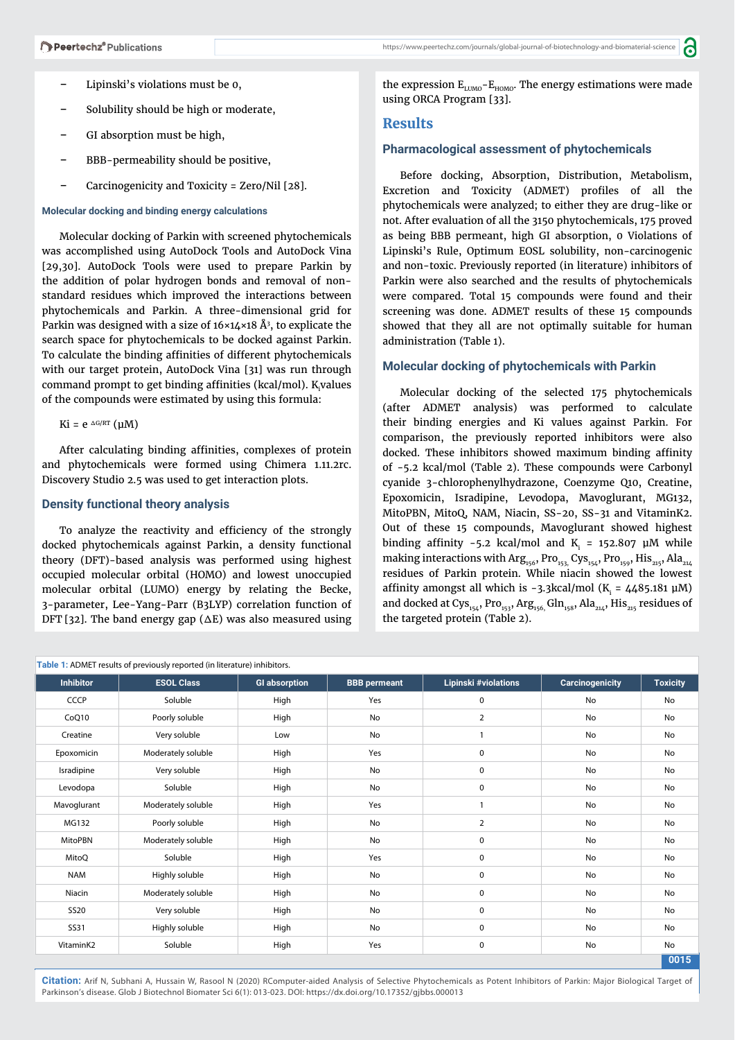- Lipinski's violations must be 0,
- Solubility should be high or moderate,
- GI absorption must be high,
- BBB-permeability should be positive,
- Carcinogenicity and Toxicity = Zero/Nil [28].

#### Molecular docking and binding energy calculations

Molecular docking of Parkin with screened phytochemicals was accomplished using AutoDock Tools and AutoDock Vina [29,30]. AutoDock Tools were used to prepare Parkin by the addition of polar hydrogen bonds and removal of non-standard residues which improved the interactions between phytochemicals and Parkin. A three-dimensional grid for Parkin was designed with a size of 16×14×18 Å$^3$, to explicate the search space for phytochemicals to be docked against Parkin. To calculate the binding affinities of different phytochemicals with our target protein, AutoDock Vina [31] was run through command prompt to get binding affinities (kcal/mol). $K_i$values of the compounds were estimated by using this formula:

Ki = $e^{\Delta G/RT}$ (μM)

After calculating binding affinities, complexes of protein and phytochemicals were formed using Chimera 1.11.2rc. Discovery Studio 2.5 was used to get interaction plots.

### Density functional theory analysis

To analyze the reactivity and efficiency of the strongly docked phytochemicals against Parkin, a density functional theory (DFT)-based analysis was performed using highest occupied molecular orbital (HOMO) and lowest unoccupied molecular orbital (LUMO) energy by relating the Becke, 3-parameter, Lee-Yang-Parr (B3LYP) correlation function of DFT [32]. The band energy gap (ΔE) was also measured using the expression $E_{LUMO}$-$E_{HOMO}$. The energy estimations were made using ORCA Program [33].

## Results

### Pharmacological assessment of phytochemicals

Before docking, Absorption, Distribution, Metabolism, Excretion and Toxicity (ADMET) profiles of all the phytochemicals were analyzed; to either they are drug-like or not. After evaluation of all the 3150 phytochemicals, 175 proved as being BBB permeant, high GI absorption, 0 Violations of Lipinski's Rule, Optimum EOSL solubility, non-carcinogenic and non-toxic. Previously reported (in literature) inhibitors of Parkin were also searched and the results of phytochemicals were compared. Total 15 compounds were found and their screening was done. ADMET results of these 15 compounds showed that they all are not optimally suitable for human administration (Table 1).

### Molecular docking of phytochemicals with Parkin

Molecular docking of the selected 175 phytochemicals (after ADMET analysis) was performed to calculate their binding energies and Ki values against Parkin. For comparison, the previously reported inhibitors were also docked. These inhibitors showed maximum binding affinity of -5.2 kcal/mol (Table 2). These compounds were Carbonyl cyanide 3-chlorophenylhydrazone, Coenzyme Q10, Creatine, Epoxomicin, Isradipine, Levodopa, Mavoglurant, MG132, MitoPBN, MitoQ, NAM, Niacin, SS-20, SS-31 and VitaminK2. Out of these 15 compounds, Mavoglurant showed highest binding affinity -5.2 kcal/mol and $K_i$ = 152.807 μM while making interactions with $Arg_{156}$, $Pro_{153}$, $Cys_{154}$, $Pro_{159}$, $His_{215}$, $Ala_{214}$ residues of Parkin protein. While niacin showed the lowest affinity amongst all which is -3.3kcal/mol ($K_i$ = 4485.181 μM) and docked at $Cys_{154}$, $Pro_{153}$, $Arg_{156}$, $Gln_{158}$, $Ala_{214}$, $His_{215}$ residues of the targeted protein (Table 2).

**Table 1:** ADMET results of previously reported (in literature) inhibitors.

| Inhibitor | ESOL Class | GI absorption | BBB permeant | Lipinski #violations | Carcinogenicity | Toxicity |
|---|---|---|---|---|---|---|
| CCCP | Soluble | High | Yes | 0 | No | No |
| CoQ10 | Poorly soluble | High | No | 2 | No | No |
| Creatine | Very soluble | Low | No | 1 | No | No |
| Epoxomicin | Moderately soluble | High | Yes | 0 | No | No |
| Isradipine | Very soluble | High | No | 0 | No | No |
| Levodopa | Soluble | High | No | 0 | No | No |
| Mavoglurant | Moderately soluble | High | Yes | 1 | No | No |
| MG132 | Poorly soluble | High | No | 2 | No | No |
| MitoPBN | Moderately soluble | High | No | 0 | No | No |
| MitoQ | Soluble | High | Yes | 0 | No | No |
| NAM | Highly soluble | High | No | 0 | No | No |
| Niacin | Moderately soluble | High | No | 0 | No | No |
| SS20 | Very soluble | High | No | 0 | No | No |
| SS31 | Highly soluble | High | No | 0 | No | No |
| VitaminK2 | Soluble | High | Yes | 0 | No | No |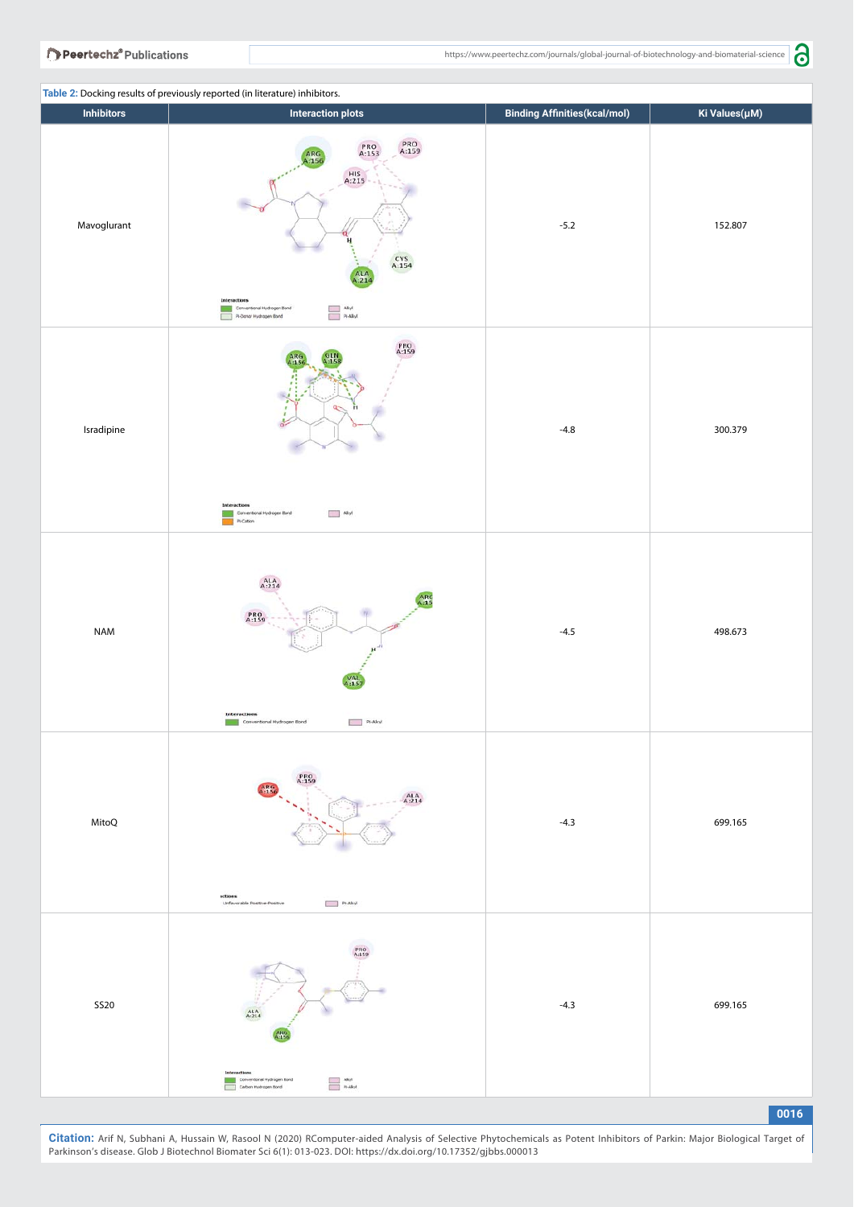**Table 2:** Docking results of previously reported (in literature) inhibitors.

| Inhibitors | Interaction plots | Binding Affinities(kcal/mol) | Ki Values(μM) |
|---|---|---|---|
| Mavoglurant | | -5.2 | 152.807 |
| Isradipine | | -4.8 | 300.379 |
| NAM | | -4.5 | 498.673 |
| MitoQ | | -4.3 | 699.165 |
| SS20 | | -4.3 | 699.165 |

**Citation:** Arif N, Subhani A, Hussain W, Rasool N (2020) RComputer-aided Analysis of Selective Phytochemicals as Potent Inhibitors of Parkin: Major Biological Target of Parkinson's disease. Glob J Biotechnol Biomater Sci 6(1): 013-023. DOI: https://dx.doi.org/10.17352/gjbbs.000013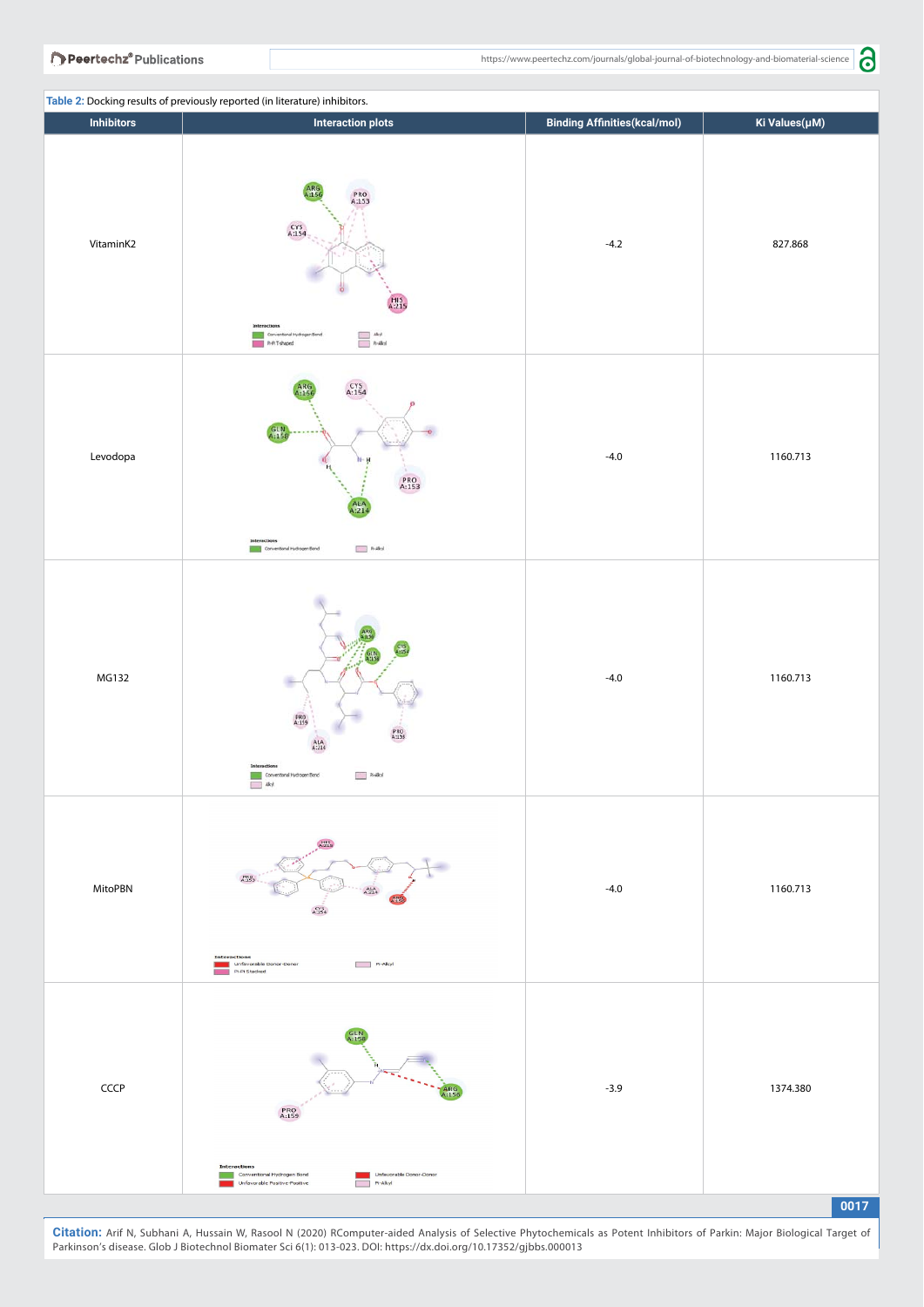**Table 2:** Docking results of previously reported (in literature) inhibitors.

| Inhibitors | Interaction plots | Binding Affinities(kcal/mol) | Ki Values(μM) |
|---|---|---|---|
| VitaminK2 | | -4.2 | 827.868 |
| Levodopa | | -4.0 | 1160.713 |
| MG132 | | -4.0 | 1160.713 |
| MitoPBN | | -4.0 | 1160.713 |
| CCCP | | -3.9 | 1374.380 |

**Citation:** Arif N, Subhani A, Hussain W, Rasool N (2020) RComputer-aided Analysis of Selective Phytochemicals as Potent Inhibitors of Parkin: Major Biological Target of Parkinson's disease. Glob J Biotechnol Biomater Sci 6(1): 013-023. DOI: https://dx.doi.org/10.17352/gjbbs.000013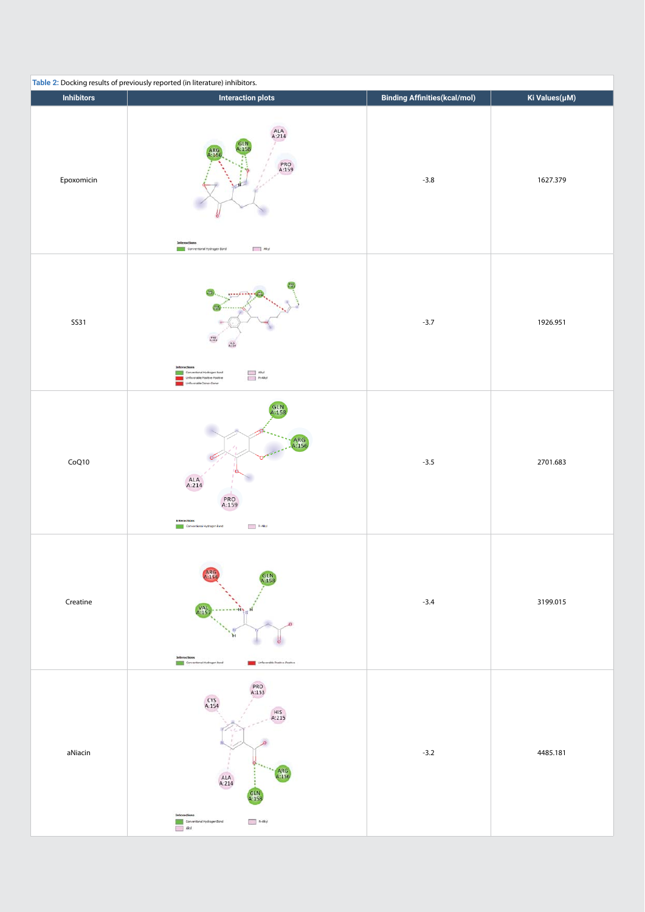**Table 2:** Docking results of previously reported (in literature) inhibitors.

| Inhibitors | Interaction plots | Binding Affinities(kcal/mol) | Ki Values(µM) |
|---|---|---|---|
| Epoxomicin | | -3.8 | 1627.379 |
| SS31 | | -3.7 | 1926.951 |
| CoQ10 | | -3.5 | 2701.683 |
| Creatine | | -3.4 | 3199.015 |
| aNiacin | | -3.2 | 4485.181 |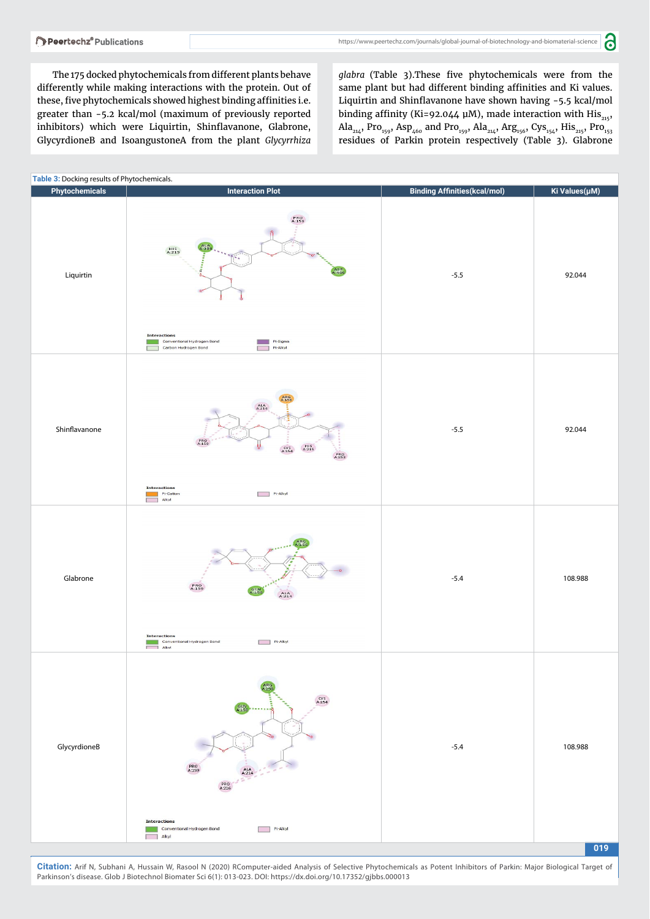The 175 docked phytochemicals from different plants behave differently while making interactions with the protein. Out of these, five phytochemicals showed highest binding affinities i.e. greater than -5.2 kcal/mol (maximum of previously reported inhibitors) which were Liquirtin, Shinflavanone, Glabrone, GlycyrdioneB and IsoangustoneA from the plant *Glycyrrhiza glabra* (Table 3).These five phytochemicals were from the same plant but had different binding affinities and Ki values. Liquirtin and Shinflavanone have shown having -5.5 kcal/mol binding affinity (Ki=92.044 µM), made interaction with $His_{215}$, $Ala_{214}$, $Pro_{159}$, $Asp_{460}$ and $Pro_{159}$, $Ala_{214}$, $Arg_{156}$, $Cys_{154}$, $His_{215}$, $Pro_{153}$ residues of Parkin protein respectively (Table 3). Glabrone

**Table 3:** Docking results of Phytochemicals.

| Phytochemicals | Interaction Plot | Binding Affinities(kcal/mol) | Ki Values(µM) |
|---|---|---|---|
| Liquirtin | Interactions: Conventional Hydrogen Bond, Carbon Hydrogen Bond, Pi-Sigma, Pi-Alkyl | -5.5 | 92.044 |
| Shinflavanone | Interactions: Pi-Cation, Alkyl, Pi-Alkyl | -5.5 | 92.044 |
| Glabrone | Interactions: Conventional Hydrogen Bond, Alkyl, Pi-Alkyl | -5.4 | 108.988 |
| GlycyrdioneB | Interactions: Conventional Hydrogen Bond, Alkyl, Pi-Alkyl | -5.4 | 108.988 |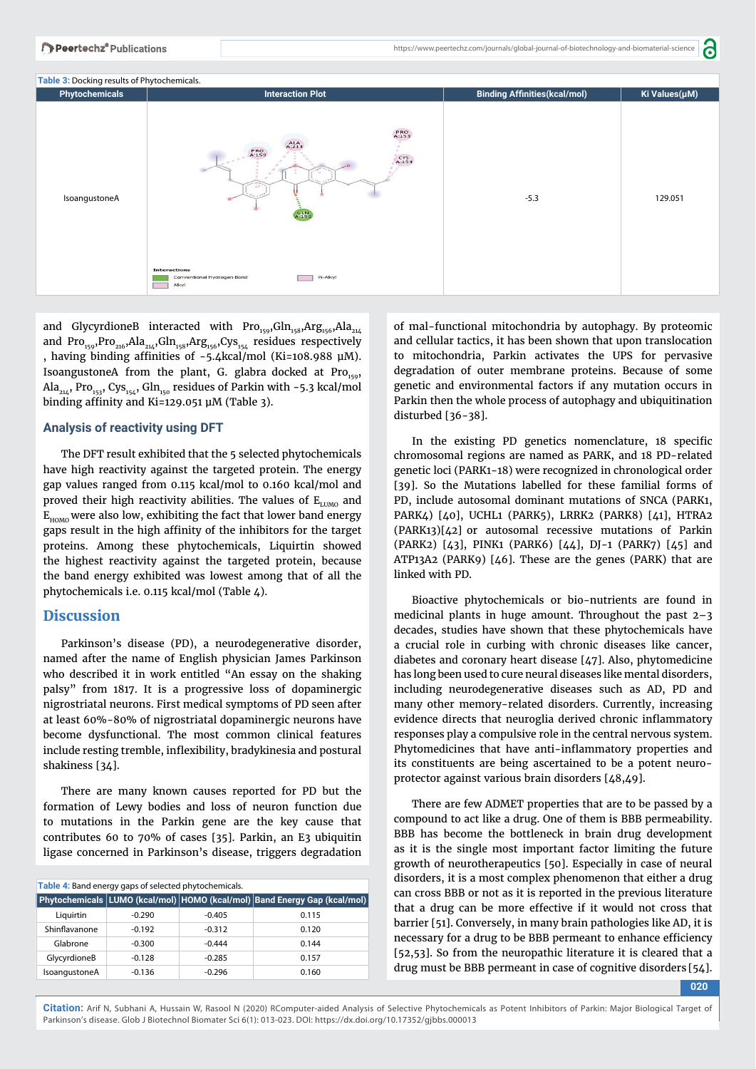Table 3: Docking results of Phytochemicals.

| Phytochemicals | Interaction Plot | Binding Affinities(kcal/mol) | Ki Values(μM) |
|---|---|---|---|
| IsoangustoneA | | -5.3 | 129.051 |

and GlycyrdioneB interacted with $Pro_{159}$,$Gln_{158}$,$Arg_{156}$,$Ala_{214}$ and $Pro_{159}$,$Pro_{216}$,$Ala_{214}$,$Gln_{158}$,$Arg_{156}$,$Cys_{154}$ residues respectively , having binding affinities of -5.4kcal/mol (Ki=108.988 μM). IsoangustoneA from the plant, G. glabra docked at $Pro_{159}$, $Ala_{214}$, $Pro_{153}$, $Cys_{154}$, $Gln_{150}$ residues of Parkin with -5.3 kcal/mol binding affinity and Ki=129.051 μM (Table 3).

### Analysis of reactivity using DFT

The DFT result exhibited that the 5 selected phytochemicals have high reactivity against the targeted protein. The energy gap values ranged from 0.115 kcal/mol to 0.160 kcal/mol and proved their high reactivity abilities. The values of $E_{LUMO}$ and $E_{HOMO}$ were also low, exhibiting the fact that lower band energy gaps result in the high affinity of the inhibitors for the target proteins. Among these phytochemicals, Liquritin showed the highest reactivity against the targeted protein, because the band energy exhibited was lowest among that of all the phytochemicals i.e. 0.115 kcal/mol (Table 4).

## Discussion

Parkinson's disease (PD), a neurodegenerative disorder, named after the name of English physician James Parkinson who described it in work entitled "An essay on the shaking palsy" from 1817. It is a progressive loss of dopaminergic nigrostriatal neurons. First medical symptoms of PD seen after at least 60%-80% of nigrostriatal dopaminergic neurons have become dysfunctional. The most common clinical features include resting tremble, inflexibility, bradykinesia and postural shakiness [34].

There are many known causes reported for PD but the formation of Lewy bodies and loss of neuron function due to mutations in the Parkin gene are the key cause that contributes 60 to 70% of cases [35]. Parkin, an E3 ubiquitin ligase concerned in Parkinson's disease, triggers degradation

Table 4: Band energy gaps of selected phytochemicals.

| Phytochemicals | LUMO (kcal/mol) | HOMO (kcal/mol) | Band Energy Gap (kcal/mol) |
|---|---|---|---|
| Liquritin | -0.290 | -0.405 | 0.115 |
| Shinflavanone | -0.192 | -0.312 | 0.120 |
| Glabrone | -0.300 | -0.444 | 0.144 |
| GlycyrdioneB | -0.128 | -0.285 | 0.157 |
| IsoangustoneA | -0.136 | -0.296 | 0.160 |

of mal-functional mitochondria by autophagy. By proteomic and cellular tactics, it has been shown that upon translocation to mitochondria, Parkin activates the UPS for pervasive degradation of outer membrane proteins. Because of some genetic and environmental factors if any mutation occurs in Parkin then the whole process of autophagy and ubiquitination disturbed [36-38].

In the existing PD genetics nomenclature, 18 specific chromosomal regions are named as PARK, and 18 PD-related genetic loci (PARK1-18) were recognized in chronological order [39]. So the Mutations labelled for these familial forms of PD, include autosomal dominant mutations of SNCA (PARK1, PARK4) [40], UCHL1 (PARK5), LRRK2 (PARK8) [41], HTRA2 (PARK13)[42] or autosomal recessive mutations of Parkin (PARK2) [43], PINK1 (PARK6) [44], DJ-1 (PARK7) [45] and ATP13A2 (PARK9) [46]. These are the genes (PARK) that are linked with PD.

Bioactive phytochemicals or bio-nutrients are found in medicinal plants in huge amount. Throughout the past 2–3 decades, studies have shown that these phytochemicals have a crucial role in curbing with chronic diseases like cancer, diabetes and coronary heart disease [47]. Also, phytomedicine has long been used to cure neural diseases like mental disorders, including neurodegenerative diseases such as AD, PD and many other memory-related disorders. Currently, increasing evidence directs that neuroglia derived chronic inflammatory responses play a compulsive role in the central nervous system. Phytomedicines that have anti-inflammatory properties and its constituents are being ascertained to be a potent neuro-protector against various brain disorders [48,49].

There are few ADMET properties that are to be passed by a compound to act like a drug. One of them is BBB permeability. BBB has become the bottleneck in brain drug development as it is the single most important factor limiting the future growth of neurotherapeutics [50]. Especially in case of neural disorders, it is a most complex phenomenon that either a drug can cross BBB or not as it is reported in the previous literature that a drug can be more effective if it would not cross that barrier [51]. Conversely, in many brain pathologies like AD, it is necessary for a drug to be BBB permeant to enhance efficiency [52,53]. So from the neuropathic literature it is cleared that a drug must be BBB permeant in case of cognitive disorders [54].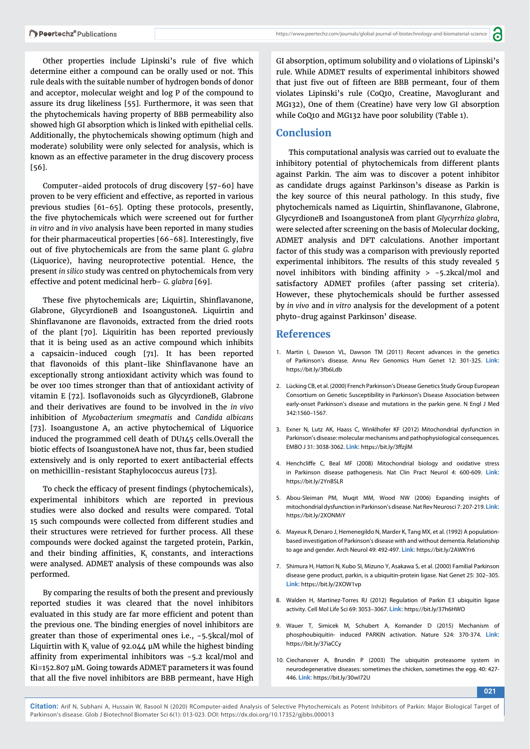Other properties include Lipinski's rule of five which determine either a compound can be orally used or not. This rule deals with the suitable number of hydrogen bonds of donor and acceptor, molecular weight and log P of the compound to assure its drug likeliness [55]. Furthermore, it was seen that the phytochemicals having property of BBB permeability also showed high GI absorption which is linked with epithelial cells. Additionally, the phytochemicals showing optimum (high and moderate) solubility were only selected for analysis, which is known as an effective parameter in the drug discovery process [56].

Computer-aided protocols of drug discovery [57-60] have proven to be very efficient and effective, as reported in various previous studies [61-65]. Opting these protocols, presently, the five phytochemicals which were screened out for further *in vitro* and *in vivo* analysis have been reported in many studies for their pharmaceutical properties [66-68]. Interestingly, five out of five phytochemicals are from the same plant *G. glabra* (Liquorice), having neuroprotective potential. Hence, the present *in silico* study was centred on phytochemicals from very effective and potent medicinal herb- *G. glabra* [69].

These five phytochemicals are; Liquirtin, Shinflavanone, Glabrone, GlycyrdioneB and IsoangustoneA. Liquirtin and Shinflavanone are flavonoids, extracted from the dried roots of the plant [70]. Liquiritin has been reported previously that it is being used as an active compound which inhibits a capsaicin-induced cough [71]. It has been reported that flavonoids of this plant-like Shinflavanone have an exceptionally strong antioxidant activity which was found to be over 100 times stronger than that of antioxidant activity of vitamin E [72]. Isoflavonoids such as GlycyrdioneB, Glabrone and their derivatives are found to be involved in the *in vivo* inhibition of *Mycobacterium smegmatis* and *Candida albicans* [73]. Isoangustone A, an active phytochemical of Liquorice induced the programmed cell death of DU145 cells.Overall the biotic effects of IsoangustoneA have not, thus far, been studied extensively and is only reported to exert antibacterial effects on methicillin-resistant Staphylococcus aureus [73].

To check the efficacy of present findings (phytochemicals), experimental inhibitors which are reported in previous studies were also docked and results were compared. Total 15 such compounds were collected from different studies and their structures were retrieved for further process. All these compounds were docked against the targeted protein, Parkin, and their binding affinities, $K_i$ constants, and interactions were analysed. ADMET analysis of these compounds was also performed.

By comparing the results of both the present and previously reported studies it was cleared that the novel inhibitors evaluated in this study are far more efficient and potent than the previous one. The binding energies of novel inhibitors are greater than those of experimental ones i.e., -5.5kcal/mol of Liquirtin with $K_i$ value of 92.044 µM while the highest binding affinity from experimental inhibitors was -5.2 kcal/mol and Ki=152.807 µM. Going towards ADMET parameters it was found that all the five novel inhibitors are BBB permeant, have High GI absorption, optimum solubility and 0 violations of Lipinski's rule. While ADMET results of experimental inhibitors showed that just five out of fifteen are BBB permeant, four of them violates Lipinski's rule (CoQ10, Creatine, Mavoglurant and MG132), One of them (Creatine) have very low GI absorption while CoQ10 and MG132 have poor solubility (Table 1).

## Conclusion

This computational analysis was carried out to evaluate the inhibitory potential of phytochemicals from different plants against Parkin. The aim was to discover a potent inhibitor as candidate drugs against Parkinson's disease as Parkin is the key source of this neural pathology. In this study, five phytochemicals named as Liquirtin, Shinflavanone, Glabrone, GlycyrdioneB and IsoangustoneA from plant *Glycyrrhiza glabra,* were selected after screening on the basis of Molecular docking, ADMET analysis and DFT calculations. Another important factor of this study was a comparison with previously reported experimental inhibitors. The results of this study revealed 5 novel inhibitors with binding affinity > -5.2kcal/mol and satisfactory ADMET profiles (after passing set criteria). However, these phytochemicals should be further assessed by *in vivo* and *in vitro* analysis for the development of a potent phyto-drug against Parkinson' disease.

## References

1. Martin I, Dawson VL, Dawson TM (2011) Recent advances in the genetics of Parkinson's disease. Annu Rev Genomics Hum Genet 12: 301-325. **Link:** https://bit.ly/3fb6Ldb
2. Lücking CB, et al. (2000) French Parkinson's Disease Genetics Study Group European Consortium on Genetic Susceptibility in Parkinson's Disease Association between early-onset Parkinson's disease and mutations in the parkin gene. N Engl J Med 342:1560–1567.
3. Exner N, Lutz AK, Haass C, Winklhofer KF (2012) Mitochondrial dysfunction in Parkinson's disease: molecular mechanisms and pathophysiological consequences. EMBO J 31: 3038-3062. **Link:** https://bit.ly/3ffzjlM
4. Henchcliffe C, Beal MF (2008) Mitochondrial biology and oxidative stress in Parkinson disease pathogenesis. Nat Clin Pract Neurol 4: 600-609. **Link:** https://bit.ly/2YnBSLR
5. Abou-Sleiman PM, Muqit MM, Wood NW (2006) Expanding insights of mitochondrial dysfunction in Parkinson's disease. Nat Rev Neurosci 7: 207-219. **Link:** https://bit.ly/2XONMiY
6. Mayeux R, Denaro J, Hemenegildo N, Marder K, Tang MX, et al. (1992) A population-based investigation of Parkinson's disease with and without dementia. Relationship to age and gender. Arch Neurol 49: 492-497. **Link:** https://bit.ly/2AWKYr6
7. Shimura H, Hattori N, Kubo SI, Mizuno Y, Asakawa S, et al. (2000) Familial Parkinson disease gene product, parkin, is a ubiquitin-protein ligase. Nat Genet 25: 302–305. **Link:** https://bit.ly/2XOW1vp
8. Walden H, Martinez-Torres RJ (2012) Regulation of Parkin E3 ubiquitin ligase activity. Cell Mol Life Sci 69: 3053–3067. **Link:** https://bit.ly/37h6HWO
9. Wauer T, Simicek M, Schubert A, Komander D (2015) Mechanism of phosphoubiquitin- induced PARKIN activation. Nature 524: 370-374. **Link:** https://bit.ly/37iaCCy
10. Ciechanover A, Brundin P (2003) The ubiquitin proteasome system in neurodegenerative diseases: sometimes the chicken, sometimes the egg. 40: 427-446. **Link:** https://bit.ly/30wI72U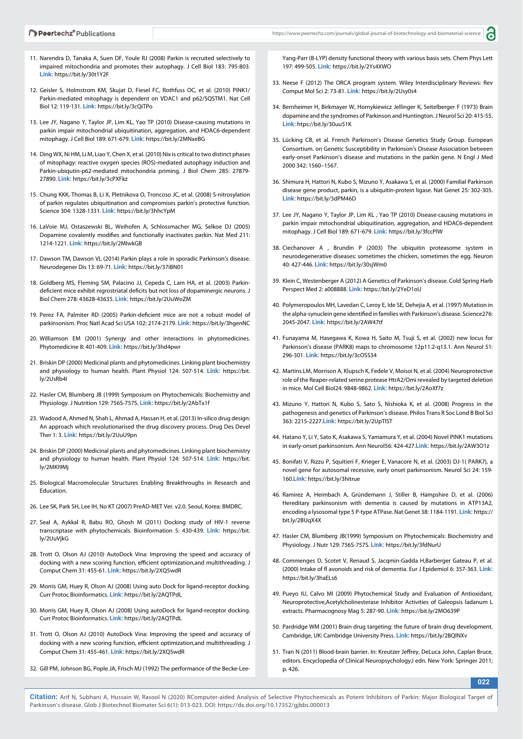11. Narendra D, Tanaka A, Suen DF, Youle RJ (2008) Parkin is recruited selectively to impaired mitochondria and promotes their autophagy. J Cell Biol 183: 795-803. **Link:** https://bit.ly/30t1Y2F

12. Geisler S, Holmstrom KM, Skujat D, Fiesel FC, Rothfuss OC, et al. (2010) PINK1/ Parkin-mediated mitophagy is dependent on VDAC1 and p62/SQSTM1. Nat Cell Biol 12: 119-131. **Link:** https://bit.ly/3cQiTPo

13. Lee JY, Nagano Y, Taylor JP, Lim KL, Yao TP (2010) Disease-causing mutations in parkin impair mitochondrial ubiquitination, aggregation, and HDAC6-dependent mitophagy. J Cell Biol 189: 671-679. **Link:** https://bit.ly/2MNxeBG

14. Ding WX, Ni HM, Li M, Liao Y, Chen X, et al. (2010) Nix is critical to two distinct phases of mitophagy: reactive oxygen species (ROS)-mediated autophagy induction and Parkin-ubiqutin-p62-mediated mitochondria priming. J Biol Chem 285: 27879-27890. **Link:** https://bit.ly/3cPXFkz

15. Chung KKK, Thomas B, Li X, Pletnikova O, Troncoso JC, et al. (2008) S-nitrosylation of parkin regulates ubiquitination and compromises parkin's protective function. Science 304: 1328-1331. **Link:** https://bit.ly/3hhcYpM

16. LaVoie MJ, Ostaszewski BL, Weihofen A, Schlossmacher MG, Selkoe DJ (2005) Dopamine covalently modifies and functionally inactivates parkin. Nat Med 211: 1214-1221. **Link:** https://bit.ly/2MIwkGB

17. Dawson TM, Dawson VL (2014) Parkin plays a role in sporadic Parkinson's disease. Neurodegener Dis 13: 69-71. **Link:** https://bit.ly/37iBN01

18. Goldberg MS, Fleming SM, Palacino JJ, Cepeda C, Lam HA, et al. (2003) Parkin-deficient mice exhibit nigrostriatal deficits but not loss of dopaminergic neurons. J Biol Chem 278: 43628-43635. **Link:** https://bit.ly/2UuWoZM

19. Perez FA, Palmiter RD (2005) Parkin-deficient mice are not a robust model of parkinsonism. Proc Natl Acad Sci USA 102: 2174-2179. **Link:** https://bit.ly/3hgenNC

20. Williamson EM (2001) Synergy and other interactions in phytomedicines. Phytomedicine 8: 401-409. **Link:** https://bit.ly/3hd4pwr

21. Briskin DP (2000) Medicinal plants and phytomedicines. Linking plant biochemistry and physiology to human health. Plant Physiol 124: 507-514. **Link:** https://bit.ly/2UsRb4I

22. Hasler CM, Blumberg JB (1999) Symposium on Phytochemicals: Biochemistry and Physiology. J Nutrition 129: 756S-757S. **Link:** https://bit.ly/2AbTx1f

23. Wadood A, Ahmed N, Shah L, Ahmad A, Hassan H, et al. (2013) In-silico drug design: An approach which revolutionarised the drug discovery process. Drug Des Devel Ther 1: 3. **Link:** https://bit.ly/2UuU9pn

24. Briskin DP (2000) Medicinal plants and phytomedicines. Linking plant biochemistry and physiology to human health. Plant Physiol 124: 507-514. **Link:** https://bit.ly/2MKI9Mj

25. Biological Macromolecular Structures Enabling Breakthroughs in Research and Education.

26. Lee SK, Park SH, Lee IH, No KT (2007) PreAD-MET Ver. v2.0. Seoul, Korea: BMDRC.

27. Seal A, Aykkal R, Babu RO, Ghosh M (2011) Docking study of HIV-1 reverse transcriptase with phytochemicals. Bioinformation 5: 430-439. **Link:** https://bit.ly/2UuVjkG

28. Trott O, Olson AJ (2010) AutoDock Vina: Improving the speed and accuracy of docking with a new scoring function, efficient optimization,and multithreading. J Comput Chem 31: 455-61. **Link:** https://bit.ly/2XQ5wdR

29. Morris GM, Huey R, Olson AJ (2008) Using auto Dock for ligand-receptor docking. Curr Protoc Bioinformatics. **Link:** https://bit.ly/2AQTPdL

30. Morris GM, Huey R, Olson AJ (2008) Using autoDock for ligand-receptor docking. Curr Protoc Bioinformatics. **Link:** https://bit.ly/2AQTPdL

31. Trott O, Olson AJ (2010) AutoDock Vina: Improving the speed and accuracy of docking with a new scoring function, efficient optimization,and multithreading. J Comput Chem 31: 455-461. **Link:** https://bit.ly/2XQ5wdR

32. Gill PM, Johnson BG, Pople JA, Frisch MJ (1992) The performance of the Becke-Lee-Yang-Parr (B-LYP) density functional theory with various basis sets. Chem Phys Lett 197: 499-505. **Link:** https://bit.ly/2Ys4XWO

33. Neese F (2012) The ORCA program system. Wiley Interdisciplinary Reviews: Rev Comput Mol Sci 2: 73-81. **Link:** https://bit.ly/2Usy0s4

34. Bernheimer H, Birkmayer W, Hornykiewicz Jellinger K, Seitelberger F (1973) Brain dopamine and the syndromes of Parkinson and Huntington. J Neurol Sci 20: 415-55. **Link:** htps://bit.ly/30uu51K

35. Lücking CB, et al. French Parkinson's Disease Genetics Study Group. European Consortium. on Genetic Susceptibility in Parkinson's Disease Association between early-onset Parkinson's disease and mutations in the parkin gene. N Engl J Med 2000 342: 1560–1567.

36. Shimura H, Hattori N, Kubo S, Mizuno Y, Asakawa S, et al. (2000) Familial Parkinson disease gene product, parkin, is a ubiquitin-protein ligase. Nat Genet 25: 302-305. **Link:** https://bit.ly/3dPM46D

37. Lee JY, Nagano Y, Taylor JP, Lim KL , Yao TP (2010) Disease-causing mutations in parkin impair mitochondrial ubiquitination, aggregation, and HDAC6-dependent mitophagy. J Cell Biol 189: 671-679. **Link:** https://bit.ly/3fccPIW

38. Ciechanover A , Brundin P (2003) The ubiquitin proteasome system in neurodegenerative diseases: sometimes the chicken, sometimes the egg. Neuron 40: 427-446. **Link:** https://bit.ly/30sjWm0

39. Klein C, Westenberger A (2012) A Genetics of Parkinson's disease. Cold Spring Harb Perspect Med 2: a008888. **Link:** https://bit.ly/2YeD1oU

40. Polymeropoulos MH, Lavedan C, Leroy E, Ide SE, Dehejia A, et al. (1997) Mutation in the alpha-synuclein gene identified in families with Parkinson's disease. Science276: 2045-2047. **Link:** https://bit.ly/2AW47tf

41. Funayama M, Hasegawa K, Kowa H, Saito M, Tsuji S, et al. (2002) new locus for Parkinson's disease (PARK8) maps to chromosome 12p11.2-q13.1. Ann Neurol 51: 296-301. **Link:** https://bit.ly/3cOSS34

42. Martins LM, Morrison A, Klupsch K, Fedele V, Moisoi N, et al. (2004) Neuroprotective role of the Reaper-related serine protease HtrA2/Omi revealed by targeted deletion in mice. Mol Cell Biol24: 9848-9862. **Link:** https://bit.ly/2AoXf7z

43. Mizuno Y, Hattori N, Kubo S, Sato S, Nishioka K, et al. (2008) Progress in the pathogenesis and genetics of Parkinson's disease. Philos Trans R Soc Lond B Biol Sci 363: 2215-2227.**Link:** https://bit.ly/2UpTlST

44. Hatano Y, Li Y, Sato K, Asakawa S, Yamamura Y, et al. (2004) Novel PINK1 mutations in early-onset parkinsonism. Ann Neurol56: 424-427.**Link:** https://bit.ly/2AW3O1z

45. Bonifati V, Rizzu P, Squitieri F, Krieger E, Vanacore N, et al. (2003) DJ-1( PARK7), a novel gene for autosomal recessive, early onset parkinsonism. Neurol Sci 24: 159-160.**Link:** https://bit.ly/3hitrue

46. Ramirez A, Heimbach A, Gründemann J, Stiller B, Hampshire D, et al. (2006) Hereditary parkinsonism with dementia is caused by mutations in ATP13A2, encoding a lysosomal type 5 P-type ATPase. Nat Genet 38: 1184-1191. **Link:** https://bit.ly/2BUqX4X

47. Hasler CM, Blumberg JB(1999) Symposium on Phytochemicals: Biochemistry and Physiology. J Nutr 129: 756S-757S. **Link:** https://bit.ly/3fdNurU

48. Commenges D, Scotet V, Renaud S, Jacqmin-Gadda H,Barberger Gateau P, et al. (2000) Intake of fl avonoids and risk of dementia. Eur J Epidemiol 6: 357-363. **Link:** https://bit.ly/3haELs6

49. Pueyo IU, Calvo MI (2009) Phytochemical Study and Evaluation of Antioxidant, Neuroprotective,Acetylcholinesterase Inhibitor Activities of Galeopsis ladanum L extracts. Pharmacognosy Mag 5: 287-90. **Link:** https://bit.ly/2MO639P

50. Pardridge WM (2001) Brain drug targeting: the future of brain drug development. Cambridge, UK: Cambridge University Press. **Link:** https://bit.ly/2BQlNXv

51. Tran N (2011) Blood-brain barrier. In: Kreutzer Jeffrey, DeLuca John, Caplan Bruce, editors. Encyclopedia of Clinical Neuropsychology,I edn. New York: Springer 2011; p. 426.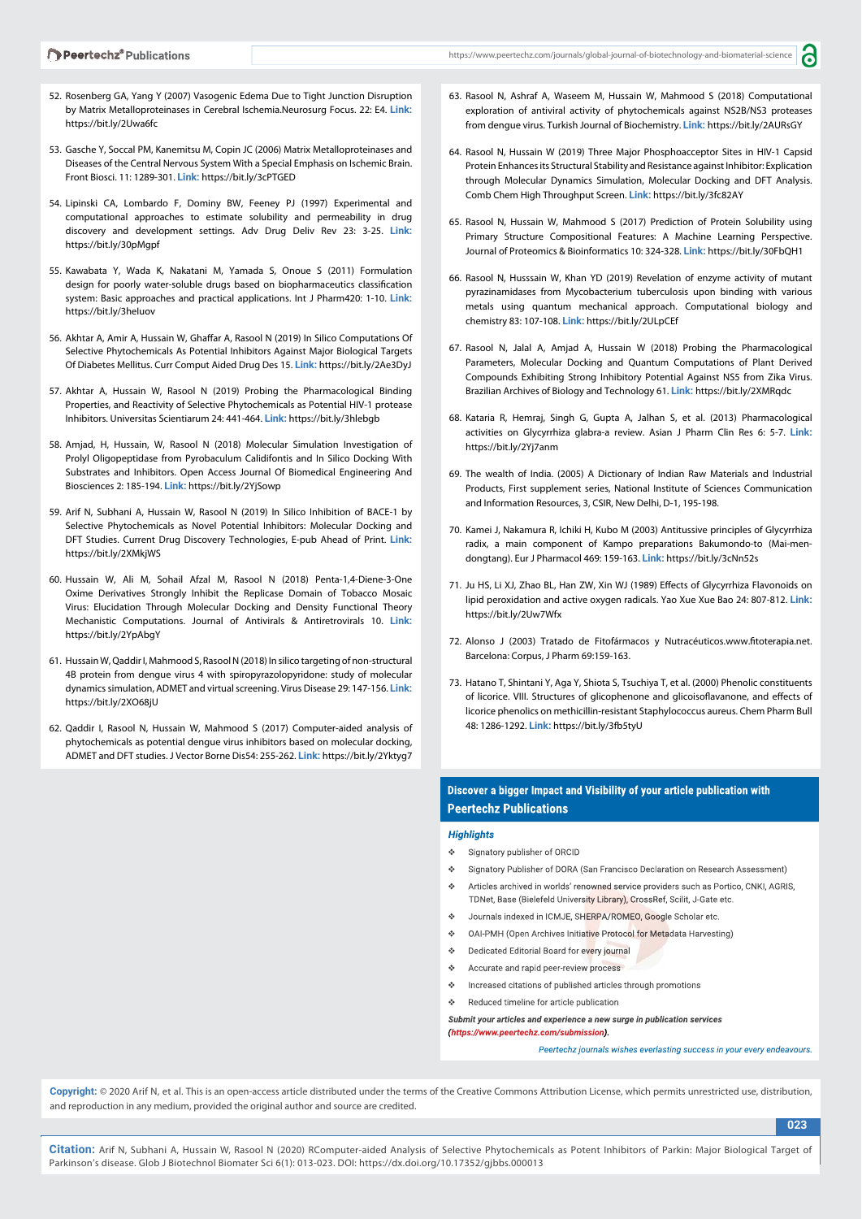52. Rosenberg GA, Yang Y (2007) Vasogenic Edema Due to Tight Junction Disruption by Matrix Metalloproteinases in Cerebral Ischemia.Neurosurg Focus. 22: E4. **Link:** https://bit.ly/2Uwa6fc

53. Gasche Y, Soccal PM, Kanemitsu M, Copin JC (2006) Matrix Metalloproteinases and Diseases of the Central Nervous System With a Special Emphasis on Ischemic Brain. Front Biosci. 11: 1289-301. **Link:** https://bit.ly/3cPTGED

54. Lipinski CA, Lombardo F, Dominy BW, Feeney PJ (1997) Experimental and computational approaches to estimate solubility and permeability in drug discovery and development settings. Adv Drug Deliv Rev 23: 3-25. **Link:** https://bit.ly/30pMgpf

55. Kawabata Y, Wada K, Nakatani M, Yamada S, Onoue S (2011) Formulation design for poorly water-soluble drugs based on biopharmaceutics classification system: Basic approaches and practical applications. Int J Pharm420: 1-10. **Link:** https://bit.ly/3heluov

56. Akhtar A, Amir A, Hussain W, Ghaffar A, Rasool N (2019) In Silico Computations Of Selective Phytochemicals As Potential Inhibitors Against Major Biological Targets Of Diabetes Mellitus. Curr Comput Aided Drug Des 15. **Link:** https://bit.ly/2Ae3DyJ

57. Akhtar A, Hussain W, Rasool N (2019) Probing the Pharmacological Binding Properties, and Reactivity of Selective Phytochemicals as Potential HIV-1 protease Inhibitors. Universitas Scientiarum 24: 441-464. **Link:** https://bit.ly/3hlebgb

58. Amjad, H, Hussain, W, Rasool N (2018) Molecular Simulation Investigation of Prolyl Oligopeptidase from Pyrobaculum Calidifontis and In Silico Docking With Substrates and Inhibitors. Open Access Journal Of Biomedical Engineering And Biosciences 2: 185-194. **Link:** https://bit.ly/2YjSowp

59. Arif N, Subhani A, Hussain W, Rasool N (2019) In Silico Inhibition of BACE-1 by Selective Phytochemicals as Novel Potential Inhibitors: Molecular Docking and DFT Studies. Current Drug Discovery Technologies, E-pub Ahead of Print. **Link:** https://bit.ly/2XMkjWS

60. Hussain W, Ali M, Sohail Afzal M, Rasool N (2018) Penta-1,4-Diene-3-One Oxime Derivatives Strongly Inhibit the Replicase Domain of Tobacco Mosaic Virus: Elucidation Through Molecular Docking and Density Functional Theory Mechanistic Computations. Journal of Antivirals & Antiretrovirals 10. **Link:** https://bit.ly/2YpAbgY

61. Hussain W, Qaddir I, Mahmood S, Rasool N (2018) In silico targeting of non-structural 4B protein from dengue virus 4 with spiropyrazolopyridone: study of molecular dynamics simulation, ADMET and virtual screening. Virus Disease 29: 147-156. **Link:** https://bit.ly/2XO68jU

62. Qaddir I, Rasool N, Hussain W, Mahmood S (2017) Computer-aided analysis of phytochemicals as potential dengue virus inhibitors based on molecular docking, ADMET and DFT studies. J Vector Borne Dis54: 255-262. **Link:** https://bit.ly/2Yktyg7

63. Rasool N, Ashraf A, Waseem M, Hussain W, Mahmood S (2018) Computational exploration of antiviral activity of phytochemicals against NS2B/NS3 proteases from dengue virus. Turkish Journal of Biochemistry. **Link:** https://bit.ly/2AURsGY

64. Rasool N, Hussain W (2019) Three Major Phosphoacceptor Sites in HIV-1 Capsid Protein Enhances its Structural Stability and Resistance against Inhibitor: Explication through Molecular Dynamics Simulation, Molecular Docking and DFT Analysis. Comb Chem High Throughput Screen. **Link:** https://bit.ly/3fc82AY

65. Rasool N, Hussain W, Mahmood S (2017) Prediction of Protein Solubility using Primary Structure Compositional Features: A Machine Learning Perspective. Journal of Proteomics & Bioinformatics 10: 324-328. **Link:** https://bit.ly/30FbQH1

66. Rasool N, Husssain W, Khan YD (2019) Revelation of enzyme activity of mutant pyrazinamidases from Mycobacterium tuberculosis upon binding with various metals using quantum mechanical approach. Computational biology and chemistry 83: 107-108. **Link:** https://bit.ly/2ULpCEf

67. Rasool N, Jalal A, Amjad A, Hussain W (2018) Probing the Pharmacological Parameters, Molecular Docking and Quantum Computations of Plant Derived Compounds Exhibiting Strong Inhibitory Potential Against NS5 from Zika Virus. Brazilian Archives of Biology and Technology 61. **Link:** https://bit.ly/2XMRqdc

68. Kataria R, Hemraj, Singh G, Gupta A, Jalhan S, et al. (2013) Pharmacological activities on Glycyrrhiza glabra-a review. Asian J Pharm Clin Res 6: 5-7. **Link:** https://bit.ly/2Yj7anm

69. The wealth of India. (2005) A Dictionary of Indian Raw Materials and Industrial Products, First supplement series, National Institute of Sciences Communication and Information Resources, 3, CSIR, New Delhi, D-1, 195-198.

70. Kamei J, Nakamura R, Ichiki H, Kubo M (2003) Antitussive principles of Glycyrrhiza radix, a main component of Kampo preparations Bakumondo-to (Mai-men-dongtang). Eur J Pharmacol 469: 159-163. **Link:** https://bit.ly/3cNn52s

71. Ju HS, Li XJ, Zhao BL, Han ZW, Xin WJ (1989) Effects of Glycyrrhiza Flavonoids on lipid peroxidation and active oxygen radicals. Yao Xue Xue Bao 24: 807-812. **Link:** https://bit.ly/2Uw7Wfx

72. Alonso J (2003) Tratado de Fitofármacos y Nutracéuticos.www.fitoterapia.net. Barcelona: Corpus, J Pharm 69:159-163.

73. Hatano T, Shintani Y, Aga Y, Shiota S, Tsuchiya T, et al. (2000) Phenolic constituents of licorice. VIII. Structures of glicophenone and glicoisoflavanone, and effects of licorice phenolics on methicillin-resistant Staphylococcus aureus. Chem Pharm Bull 48: 1286-1292. **Link:** https://bit.ly/3fb5tyU

**Discover a bigger Impact and Visibility of your article publication with Peertechz Publications**

***Highlights***

- Signatory publisher of ORCID
- Signatory Publisher of DORA (San Francisco Declaration on Research Assessment)
- Articles archived in worlds' renowned service providers such as Portico, CNKI, AGRIS, TDNet, Base (Bielefeld University Library), CrossRef, Scilit, J-Gate etc.
- Journals indexed in ICMJE, SHERPA/ROMEO, Google Scholar etc.
- OAI-PMH (Open Archives Initiative Protocol for Metadata Harvesting)
- Dedicated Editorial Board for every journal
- Accurate and rapid peer-review process
- Increased citations of published articles through promotions
- Reduced timeline for article publication

***Submit your articles and experience a new surge in publication services (https://www.peertechz.com/submission).***

*Peertechz journals wishes everlasting success in your every endeavours.*

**Copyright:** © 2020 Arif N, et al. This is an open-access article distributed under the terms of the Creative Commons Attribution License, which permits unrestricted use, distribution, and reproduction in any medium, provided the original author and source are credited.